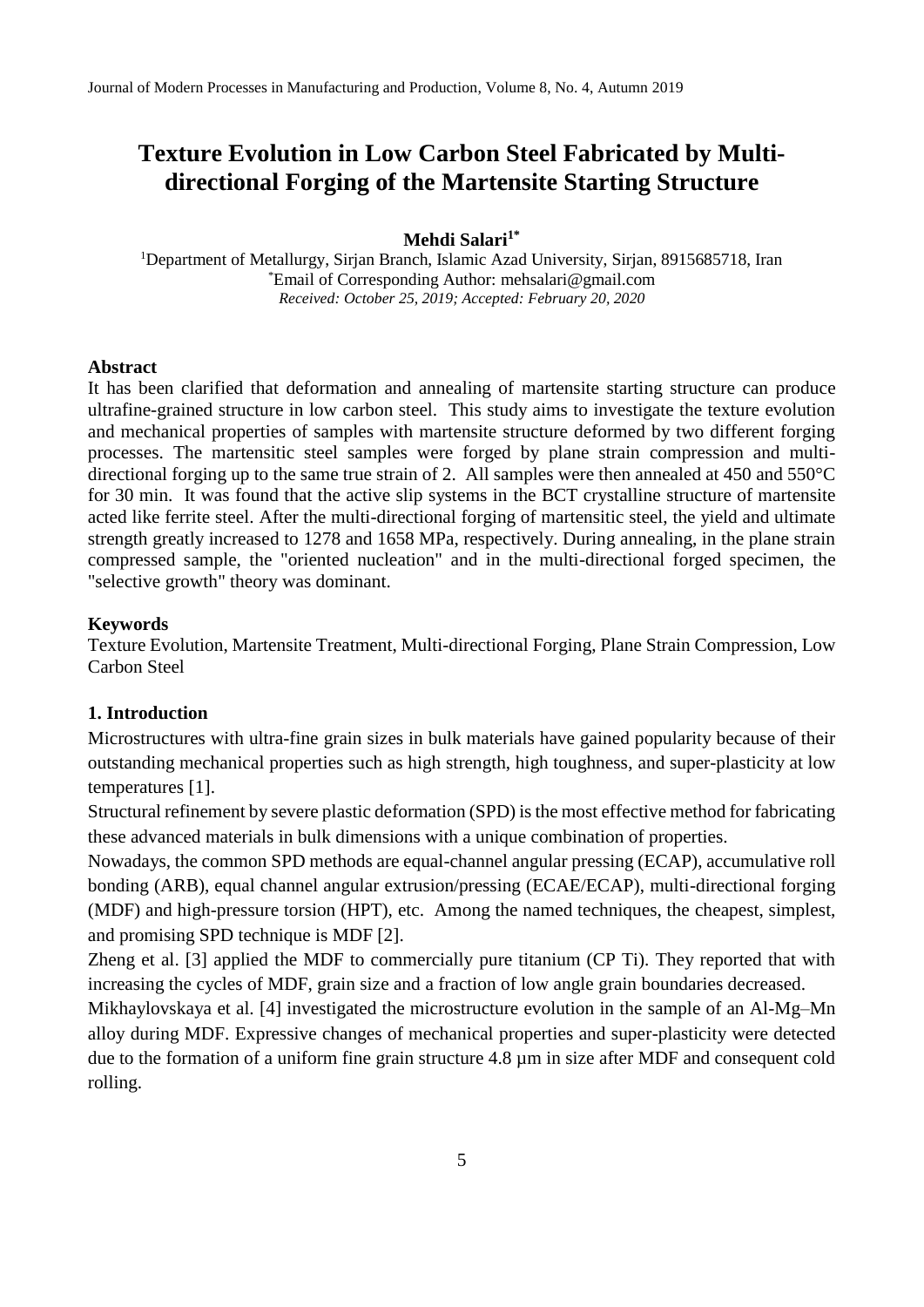# Texture Evolution in Low Carbon Steel Fabricated by Multi-directional Forging of the Martensite Starting Structure

**Mehdi Salari[1*]**

[1]Department of Metallurgy, Sirjan Branch, Islamic Azad University, Sirjan, 8915685718, Iran
[*]Email of Corresponding Author: mehsalari@gmail.com
*Received: October 25, 2019; Accepted: February 20, 2020*

## Abstract

It has been clarified that deformation and annealing of martensite starting structure can produce ultrafine-grained structure in low carbon steel. This study aims to investigate the texture evolution and mechanical properties of samples with martensite structure deformed by two different forging processes. The martensitic steel samples were forged by plane strain compression and multi-directional forging up to the same true strain of 2. All samples were then annealed at 450 and 550°C for 30 min. It was found that the active slip systems in the BCT crystalline structure of martensite acted like ferrite steel. After the multi-directional forging of martensitic steel, the yield and ultimate strength greatly increased to 1278 and 1658 MPa, respectively. During annealing, in the plane strain compressed sample, the "oriented nucleation" and in the multi-directional forged specimen, the "selective growth" theory was dominant.

## Keywords

Texture Evolution, Martensite Treatment, Multi-directional Forging, Plane Strain Compression, Low Carbon Steel

## 1. Introduction

Microstructures with ultra-fine grain sizes in bulk materials have gained popularity because of their outstanding mechanical properties such as high strength, high toughness, and super-plasticity at low temperatures [1].

Structural refinement by severe plastic deformation (SPD) is the most effective method for fabricating these advanced materials in bulk dimensions with a unique combination of properties.

Nowadays, the common SPD methods are equal-channel angular pressing (ECAP), accumulative roll bonding (ARB), equal channel angular extrusion/pressing (ECAE/ECAP), multi-directional forging (MDF) and high-pressure torsion (HPT), etc. Among the named techniques, the cheapest, simplest, and promising SPD technique is MDF [2].

Zheng et al. [3] applied the MDF to commercially pure titanium (CP Ti). They reported that with increasing the cycles of MDF, grain size and a fraction of low angle grain boundaries decreased.

Mikhaylovskaya et al. [4] investigated the microstructure evolution in the sample of an Al-Mg–Mn alloy during MDF. Expressive changes of mechanical properties and super-plasticity were detected due to the formation of a uniform fine grain structure 4.8 μm in size after MDF and consequent cold rolling.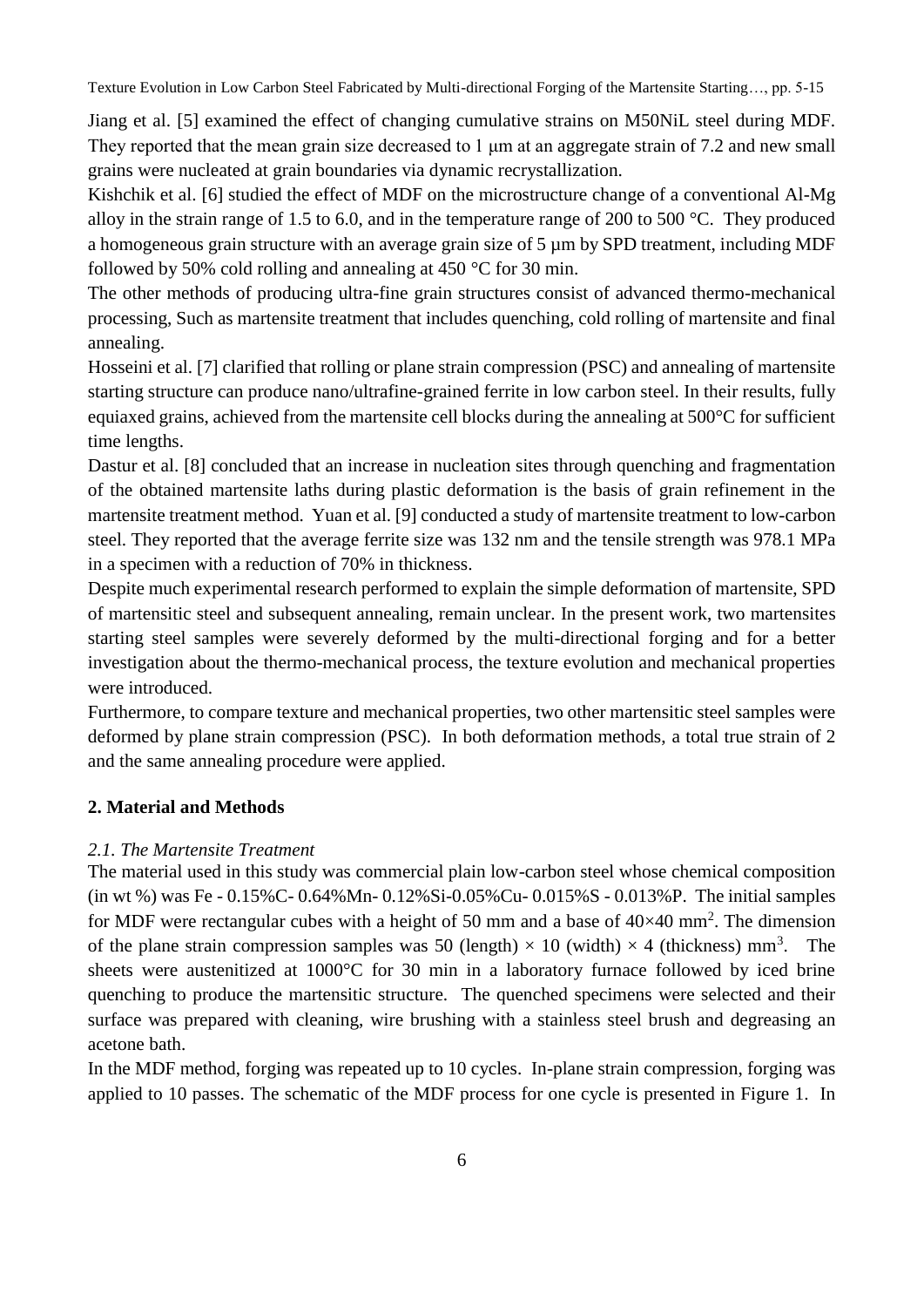Jiang et al. [5] examined the effect of changing cumulative strains on M50NiL steel during MDF. They reported that the mean grain size decreased to 1 μm at an aggregate strain of 7.2 and new small grains were nucleated at grain boundaries via dynamic recrystallization.

Kishchik et al. [6] studied the effect of MDF on the microstructure change of a conventional Al-Mg alloy in the strain range of 1.5 to 6.0, and in the temperature range of 200 to 500 °C. They produced a homogeneous grain structure with an average grain size of 5 µm by SPD treatment, including MDF followed by 50% cold rolling and annealing at 450 °C for 30 min.

The other methods of producing ultra-fine grain structures consist of advanced thermo-mechanical processing, Such as martensite treatment that includes quenching, cold rolling of martensite and final annealing.

Hosseini et al. [7] clarified that rolling or plane strain compression (PSC) and annealing of martensite starting structure can produce nano/ultrafine-grained ferrite in low carbon steel. In their results, fully equiaxed grains, achieved from the martensite cell blocks during the annealing at 500°C for sufficient time lengths.

Dastur et al. [8] concluded that an increase in nucleation sites through quenching and fragmentation of the obtained martensite laths during plastic deformation is the basis of grain refinement in the martensite treatment method. Yuan et al. [9] conducted a study of martensite treatment to low-carbon steel. They reported that the average ferrite size was 132 nm and the tensile strength was 978.1 MPa in a specimen with a reduction of 70% in thickness.

Despite much experimental research performed to explain the simple deformation of martensite, SPD of martensitic steel and subsequent annealing, remain unclear. In the present work, two martensites starting steel samples were severely deformed by the multi-directional forging and for a better investigation about the thermo-mechanical process, the texture evolution and mechanical properties were introduced.

Furthermore, to compare texture and mechanical properties, two other martensitic steel samples were deformed by plane strain compression (PSC). In both deformation methods, a total true strain of 2 and the same annealing procedure were applied.

## 2. Material and Methods

### *2.1. The Martensite Treatment*

The material used in this study was commercial plain low-carbon steel whose chemical composition (in wt %) was Fe - 0.15%C- 0.64%Mn- 0.12%Si-0.05%Cu- 0.015%S - 0.013%P. The initial samples for MDF were rectangular cubes with a height of 50 mm and a base of 40×40 mm$^2$. The dimension of the plane strain compression samples was 50 (length) × 10 (width) × 4 (thickness) mm$^3$. The sheets were austenitized at 1000°C for 30 min in a laboratory furnace followed by iced brine quenching to produce the martensitic structure. The quenched specimens were selected and their surface was prepared with cleaning, wire brushing with a stainless steel brush and degreasing an acetone bath.

In the MDF method, forging was repeated up to 10 cycles. In-plane strain compression, forging was applied to 10 passes. The schematic of the MDF process for one cycle is presented in Figure 1. In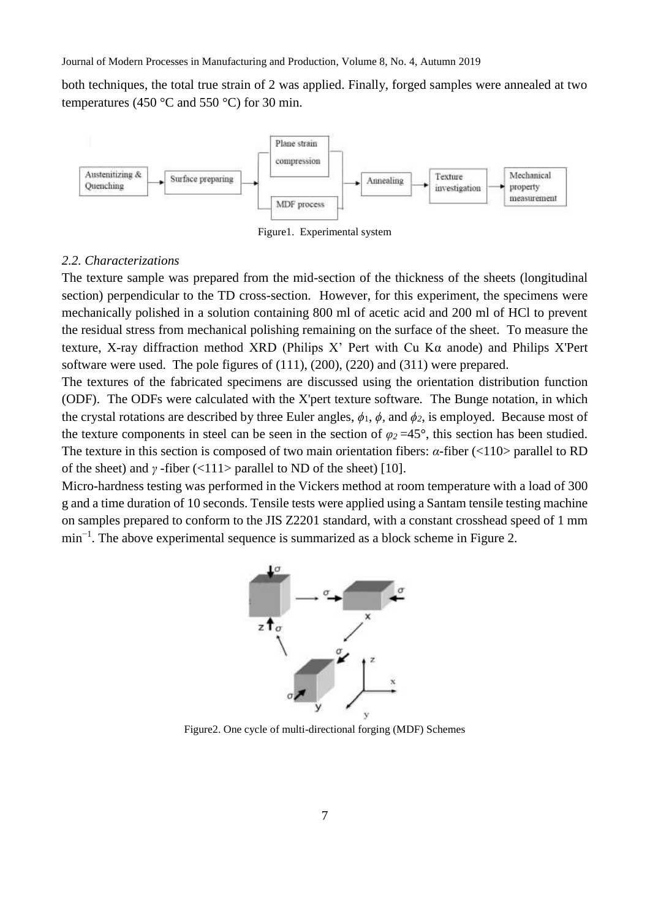both techniques, the total true strain of 2 was applied. Finally, forged samples were annealed at two temperatures (450 °C and 550 °C) for 30 min.

Figure1. Experimental system

### *2.2. Characterizations*

The texture sample was prepared from the mid-section of the thickness of the sheets (longitudinal section) perpendicular to the TD cross-section. However, for this experiment, the specimens were mechanically polished in a solution containing 800 ml of acetic acid and 200 ml of HCl to prevent the residual stress from mechanical polishing remaining on the surface of the sheet. To measure the texture, X-ray diffraction method XRD (Philips X' Pert with Cu Kα anode) and Philips X'Pert software were used. The pole figures of (111), (200), (220) and (311) were prepared.

The textures of the fabricated specimens are discussed using the orientation distribution function (ODF). The ODFs were calculated with the X'pert texture software. The Bunge notation, in which the crystal rotations are described by three Euler angles, $\phi_1$, $\phi$, and $\phi_2$, is employed. Because most of the texture components in steel can be seen in the section of $\varphi_2 = 45°$, this section has been studied. The texture in this section is composed of two main orientation fibers: $\alpha$-fiber (<110> parallel to RD of the sheet) and $\gamma$ -fiber (<111> parallel to ND of the sheet) [10].

Micro-hardness testing was performed in the Vickers method at room temperature with a load of 300 g and a time duration of 10 seconds. Tensile tests were applied using a Santam tensile testing machine on samples prepared to conform to the JIS Z2201 standard, with a constant crosshead speed of 1 mm $\text{min}^{-1}$. The above experimental sequence is summarized as a block scheme in Figure 2.

Figure2. One cycle of multi-directional forging (MDF) Schemes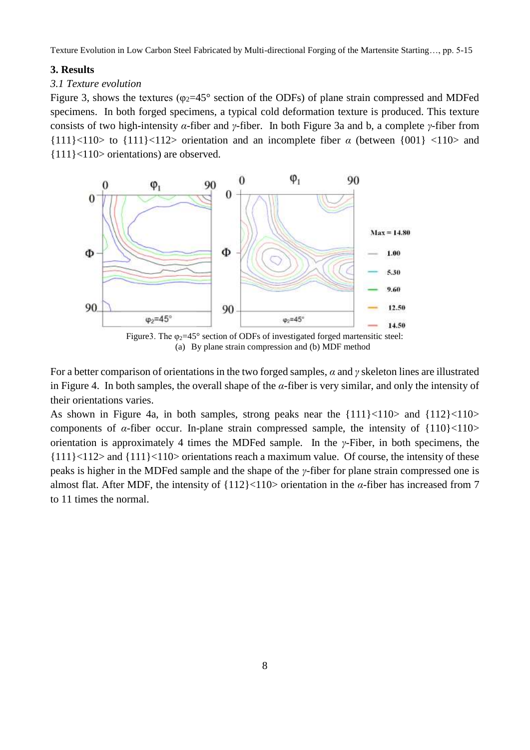## 3. Results

### *3.1 Texture evolution*

Figure 3, shows the textures ($\varphi_2$=45° section of the ODFs) of plane strain compressed and MDFed specimens. In both forged specimens, a typical cold deformation texture is produced. This texture consists of two high-intensity *α*-fiber and *γ*-fiber. In both Figure 3a and b, a complete *γ*-fiber from {111}<110> to {111}<112> orientation and an incomplete fiber *α* (between {001} <110> and {111}<110> orientations) are observed.

Figure3. The $\varphi_2$=45° section of ODFs of investigated forged martensitic steel: (a) By plane strain compression and (b) MDF method

For a better comparison of orientations in the two forged samples, *α* and *γ* skeleton lines are illustrated in Figure 4. In both samples, the overall shape of the *α*-fiber is very similar, and only the intensity of their orientations varies.

As shown in Figure 4a, in both samples, strong peaks near the {111}<110> and {112}<110> components of *α*-fiber occur. In-plane strain compressed sample, the intensity of {110}<110> orientation is approximately 4 times the MDFed sample. In the *γ*-Fiber, in both specimens, the {111}<112> and {111}<110> orientations reach a maximum value. Of course, the intensity of these peaks is higher in the MDFed sample and the shape of the *γ*-fiber for plane strain compressed one is almost flat. After MDF, the intensity of {112}<110> orientation in the *α*-fiber has increased from 7 to 11 times the normal.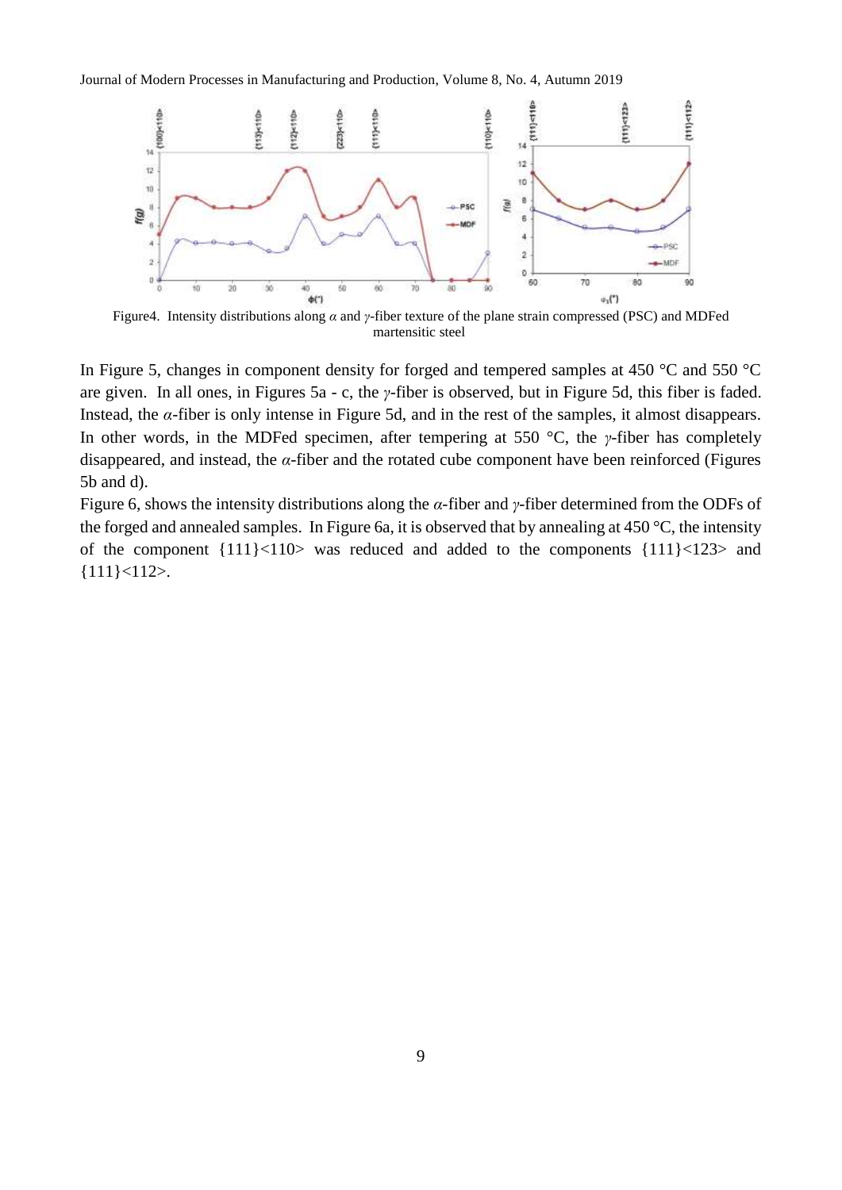Figure4. Intensity distributions along $\alpha$ and $\gamma$-fiber texture of the plane strain compressed (PSC) and MDFed martensitic steel

In Figure 5, changes in component density for forged and tempered samples at 450 °C and 550 °C are given. In all ones, in Figures 5a - c, the $\gamma$-fiber is observed, but in Figure 5d, this fiber is faded. Instead, the $\alpha$-fiber is only intense in Figure 5d, and in the rest of the samples, it almost disappears. In other words, in the MDFed specimen, after tempering at 550 °C, the $\gamma$-fiber has completely disappeared, and instead, the $\alpha$-fiber and the rotated cube component have been reinforced (Figures 5b and d).

Figure 6, shows the intensity distributions along the $\alpha$-fiber and $\gamma$-fiber determined from the ODFs of the forged and annealed samples. In Figure 6a, it is observed that by annealing at 450 °C, the intensity of the component {111}<110> was reduced and added to the components {111}<123> and {111}<112>.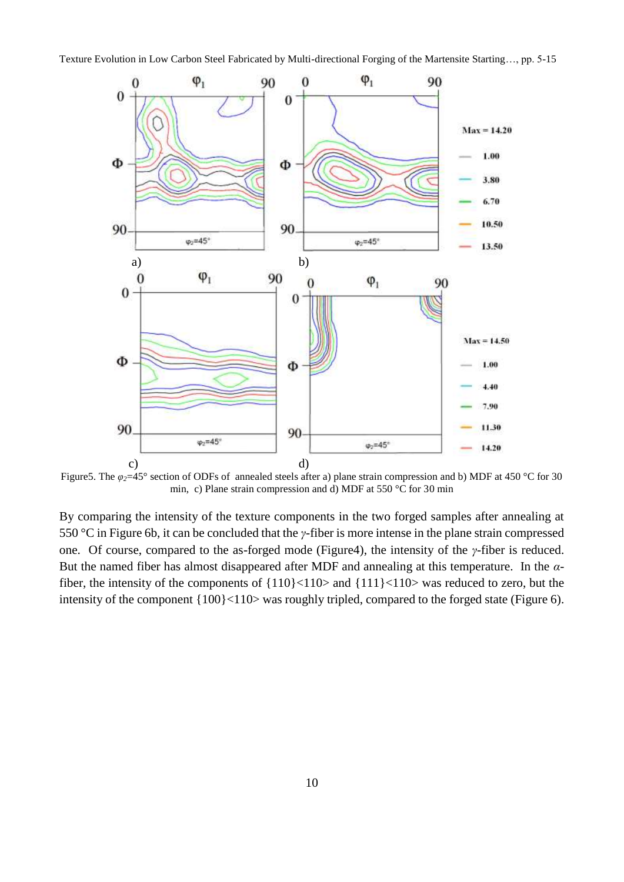Figure5. The $\varphi_2$=45° section of ODFs of annealed steels after a) plane strain compression and b) MDF at 450 °C for 30 min, c) Plane strain compression and d) MDF at 550 °C for 30 min

By comparing the intensity of the texture components in the two forged samples after annealing at 550 °C in Figure 6b, it can be concluded that the $\gamma$-fiber is more intense in the plane strain compressed one. Of course, compared to the as-forged mode (Figure4), the intensity of the $\gamma$-fiber is reduced. But the named fiber has almost disappeared after MDF and annealing at this temperature. In the $\alpha$-fiber, the intensity of the components of {110}<110> and {111}<110> was reduced to zero, but the intensity of the component {100}<110> was roughly tripled, compared to the forged state (Figure 6).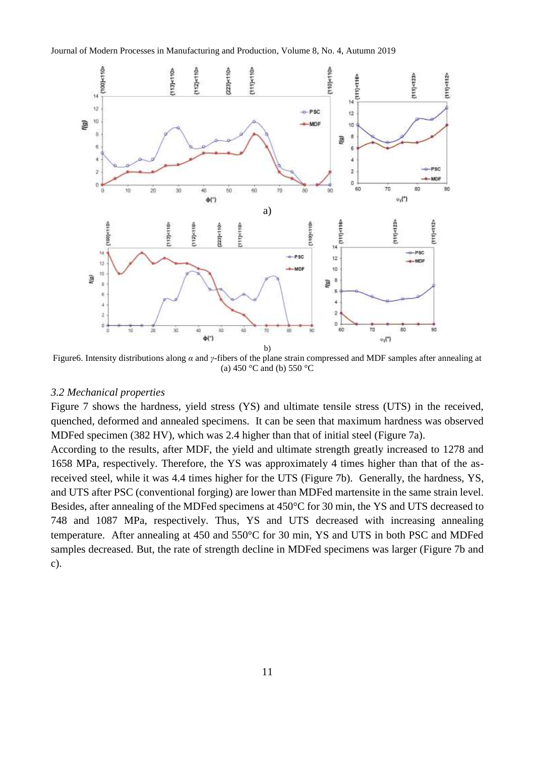Figure6. Intensity distributions along $\alpha$ and $\gamma$-fibers of the plane strain compressed and MDF samples after annealing at (a) 450 °C and (b) 550 °C

### *3.2 Mechanical properties*

Figure 7 shows the hardness, yield stress (YS) and ultimate tensile stress (UTS) in the received, quenched, deformed and annealed specimens. It can be seen that maximum hardness was observed MDFed specimen (382 HV), which was 2.4 higher than that of initial steel (Figure 7a).

According to the results, after MDF, the yield and ultimate strength greatly increased to 1278 and 1658 MPa, respectively. Therefore, the YS was approximately 4 times higher than that of the as-received steel, while it was 4.4 times higher for the UTS (Figure 7b). Generally, the hardness, YS, and UTS after PSC (conventional forging) are lower than MDFed martensite in the same strain level. Besides, after annealing of the MDFed specimens at 450°C for 30 min, the YS and UTS decreased to 748 and 1087 MPa, respectively. Thus, YS and UTS decreased with increasing annealing temperature. After annealing at 450 and 550°C for 30 min, YS and UTS in both PSC and MDFed samples decreased. But, the rate of strength decline in MDFed specimens was larger (Figure 7b and c).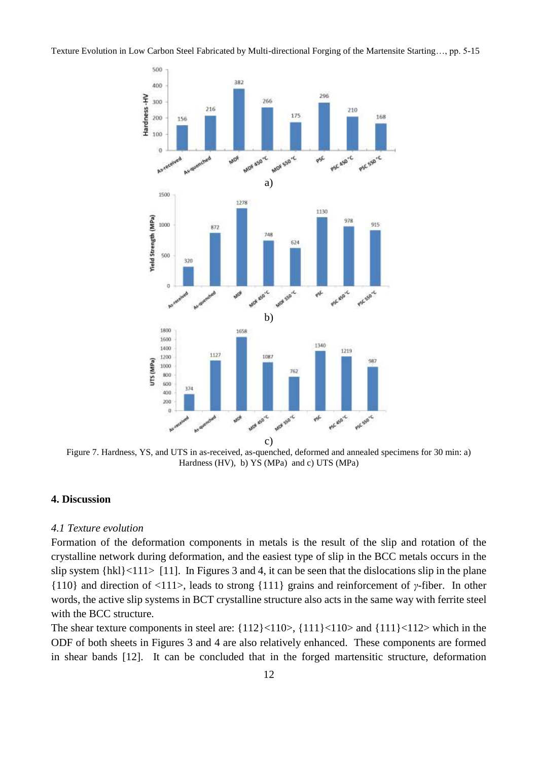Figure 7. Hardness, YS, and UTS in as-received, as-quenched, deformed and annealed specimens for 30 min: a) Hardness (HV), b) YS (MPa) and c) UTS (MPa)

## 4. Discussion

### *4.1 Texture evolution*

Formation of the deformation components in metals is the result of the slip and rotation of the crystalline network during deformation, and the easiest type of slip in the BCC metals occurs in the slip system {hkl}<111> [11]. In Figures 3 and 4, it can be seen that the dislocations slip in the plane {110} and direction of <111>, leads to strong {111} grains and reinforcement of $\gamma$-fiber. In other words, the active slip systems in BCT crystalline structure also acts in the same way with ferrite steel with the BCC structure.

The shear texture components in steel are: {112}<110>, {111}<110> and {111}<112> which in the ODF of both sheets in Figures 3 and 4 are also relatively enhanced. These components are formed in shear bands [12]. It can be concluded that in the forged martensitic structure, deformation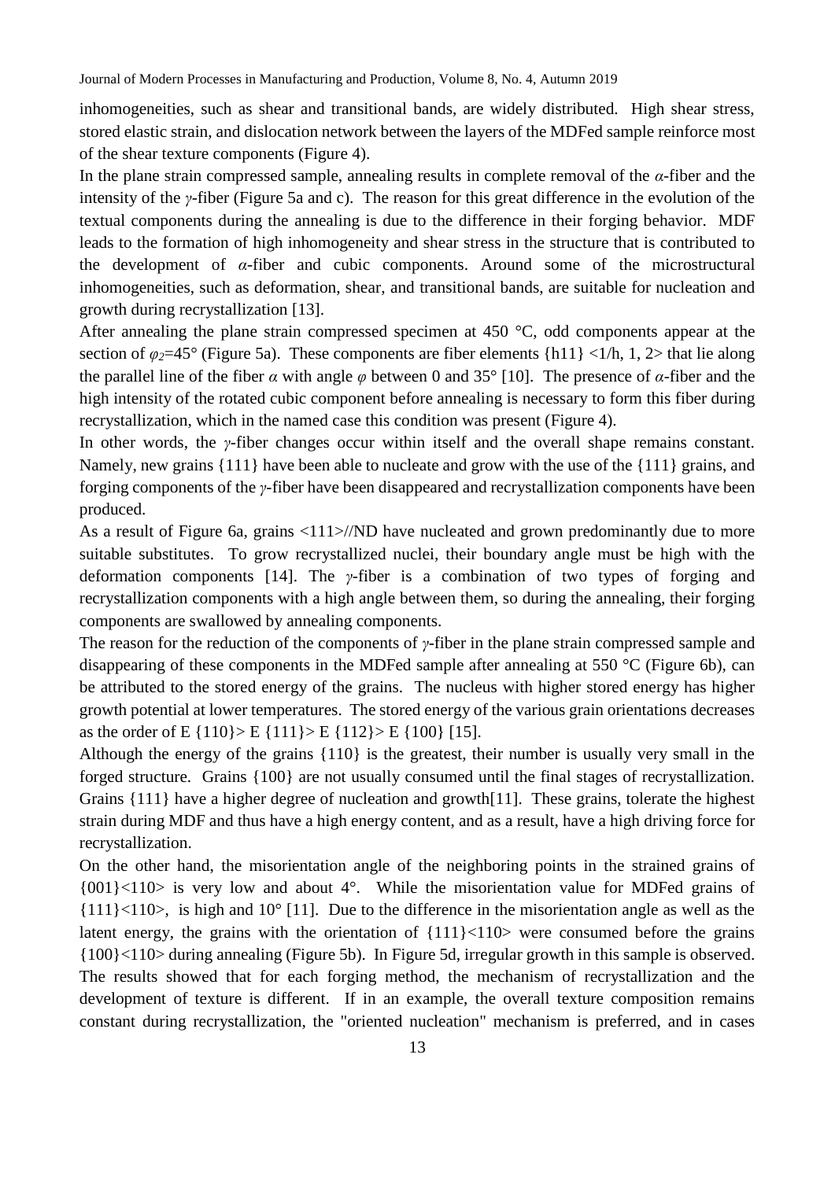inhomogeneities, such as shear and transitional bands, are widely distributed. High shear stress, stored elastic strain, and dislocation network between the layers of the MDFed sample reinforce most of the shear texture components (Figure 4).

In the plane strain compressed sample, annealing results in complete removal of the *α*-fiber and the intensity of the *γ*-fiber (Figure 5a and c). The reason for this great difference in the evolution of the textual components during the annealing is due to the difference in their forging behavior. MDF leads to the formation of high inhomogeneity and shear stress in the structure that is contributed to the development of *α*-fiber and cubic components. Around some of the microstructural inhomogeneities, such as deformation, shear, and transitional bands, are suitable for nucleation and growth during recrystallization [13].

After annealing the plane strain compressed specimen at 450 °C, odd components appear at the section of $\varphi_2$=45° (Figure 5a). These components are fiber elements {h11} <1/h, 1, 2> that lie along the parallel line of the fiber *α* with angle *φ* between 0 and 35° [10]. The presence of *α*-fiber and the high intensity of the rotated cubic component before annealing is necessary to form this fiber during recrystallization, which in the named case this condition was present (Figure 4).

In other words, the *γ*-fiber changes occur within itself and the overall shape remains constant. Namely, new grains {111} have been able to nucleate and grow with the use of the {111} grains, and forging components of the *γ*-fiber have been disappeared and recrystallization components have been produced.

As a result of Figure 6a, grains <111>//ND have nucleated and grown predominantly due to more suitable substitutes. To grow recrystallized nuclei, their boundary angle must be high with the deformation components [14]. The *γ*-fiber is a combination of two types of forging and recrystallization components with a high angle between them, so during the annealing, their forging components are swallowed by annealing components.

The reason for the reduction of the components of *γ*-fiber in the plane strain compressed sample and disappearing of these components in the MDFed sample after annealing at 550 °C (Figure 6b), can be attributed to the stored energy of the grains. The nucleus with higher stored energy has higher growth potential at lower temperatures. The stored energy of the various grain orientations decreases as the order of E {110}> E {111}> E {112}> E {100} [15].

Although the energy of the grains {110} is the greatest, their number is usually very small in the forged structure. Grains {100} are not usually consumed until the final stages of recrystallization. Grains {111} have a higher degree of nucleation and growth[11]. These grains, tolerate the highest strain during MDF and thus have a high energy content, and as a result, have a high driving force for recrystallization.

On the other hand, the misorientation angle of the neighboring points in the strained grains of {001}<110> is very low and about 4°. While the misorientation value for MDFed grains of {111}<110>, is high and 10° [11]. Due to the difference in the misorientation angle as well as the latent energy, the grains with the orientation of {111}<110> were consumed before the grains {100}<110> during annealing (Figure 5b). In Figure 5d, irregular growth in this sample is observed. The results showed that for each forging method, the mechanism of recrystallization and the development of texture is different. If in an example, the overall texture composition remains constant during recrystallization, the "oriented nucleation" mechanism is preferred, and in cases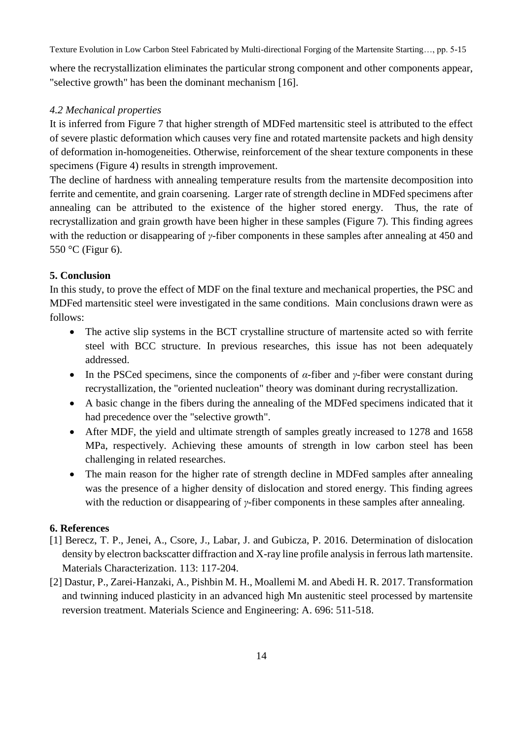where the recrystallization eliminates the particular strong component and other components appear, "selective growth" has been the dominant mechanism [16].

### *4.2 Mechanical properties*

It is inferred from Figure 7 that higher strength of MDFed martensitic steel is attributed to the effect of severe plastic deformation which causes very fine and rotated martensite packets and high density of deformation in-homogeneities. Otherwise, reinforcement of the shear texture components in these specimens (Figure 4) results in strength improvement.

The decline of hardness with annealing temperature results from the martensite decomposition into ferrite and cementite, and grain coarsening. Larger rate of strength decline in MDFed specimens after annealing can be attributed to the existence of the higher stored energy. Thus, the rate of recrystallization and grain growth have been higher in these samples (Figure 7). This finding agrees with the reduction or disappearing of *γ*-fiber components in these samples after annealing at 450 and 550 °C (Figur 6).

## 5. Conclusion

In this study, to prove the effect of MDF on the final texture and mechanical properties, the PSC and MDFed martensitic steel were investigated in the same conditions. Main conclusions drawn were as follows:

- The active slip systems in the BCT crystalline structure of martensite acted so with ferrite steel with BCC structure. In previous researches, this issue has not been adequately addressed.
- In the PSCed specimens, since the components of *α*-fiber and *γ*-fiber were constant during recrystallization, the "oriented nucleation" theory was dominant during recrystallization.
- A basic change in the fibers during the annealing of the MDFed specimens indicated that it had precedence over the "selective growth".
- After MDF, the yield and ultimate strength of samples greatly increased to 1278 and 1658 MPa, respectively. Achieving these amounts of strength in low carbon steel has been challenging in related researches.
- The main reason for the higher rate of strength decline in MDFed samples after annealing was the presence of a higher density of dislocation and stored energy. This finding agrees with the reduction or disappearing of *γ*-fiber components in these samples after annealing.

## 6. References

[1] Berecz, T. P., Jenei, A., Csore, J., Labar, J. and Gubicza, P. 2016. Determination of dislocation density by electron backscatter diffraction and X-ray line profile analysis in ferrous lath martensite. Materials Characterization. 113: 117-204.

[2] Dastur, P., Zarei-Hanzaki, A., Pishbin M. H., Moallemi M. and Abedi H. R. 2017. Transformation and twinning induced plasticity in an advanced high Mn austenitic steel processed by martensite reversion treatment. Materials Science and Engineering: A. 696: 511-518.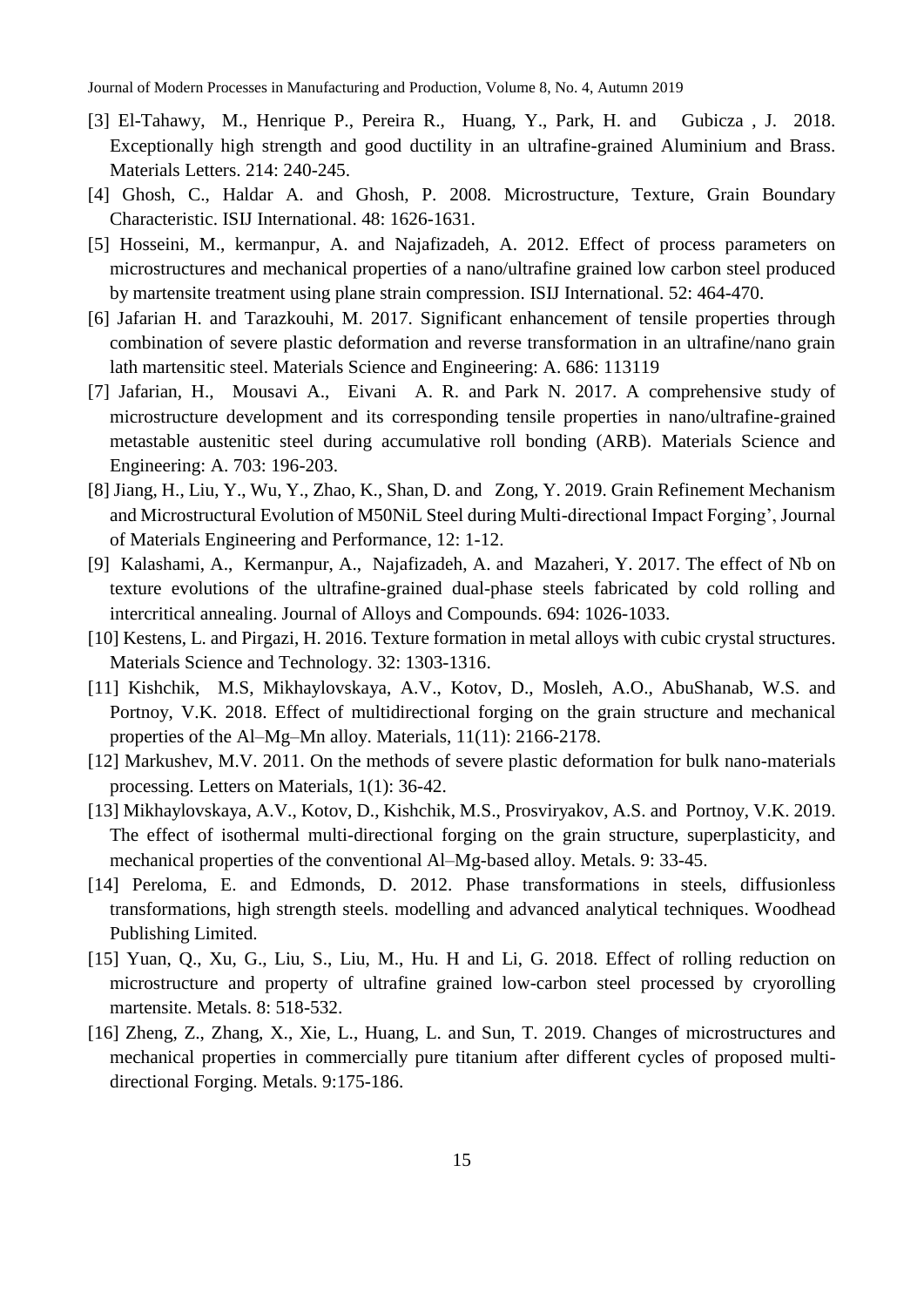[3] El-Tahawy, M., Henrique P., Pereira R., Huang, Y., Park, H. and Gubicza , J. 2018. Exceptionally high strength and good ductility in an ultrafine-grained Aluminium and Brass. Materials Letters. 214: 240-245.

[4] Ghosh, C., Haldar A. and Ghosh, P. 2008. Microstructure, Texture, Grain Boundary Characteristic. ISIJ International. 48: 1626-1631.

[5] Hosseini, M., kermanpur, A. and Najafizadeh, A. 2012. Effect of process parameters on microstructures and mechanical properties of a nano/ultrafine grained low carbon steel produced by martensite treatment using plane strain compression. ISIJ International. 52: 464-470.

[6] Jafarian H. and Tarazkouhi, M. 2017. Significant enhancement of tensile properties through combination of severe plastic deformation and reverse transformation in an ultrafine/nano grain lath martensitic steel. Materials Science and Engineering: A. 686: 113119

[7] Jafarian, H., Mousavi A., Eivani A. R. and Park N. 2017. A comprehensive study of microstructure development and its corresponding tensile properties in nano/ultrafine-grained metastable austenitic steel during accumulative roll bonding (ARB). Materials Science and Engineering: A. 703: 196-203.

[8] Jiang, H., Liu, Y., Wu, Y., Zhao, K., Shan, D. and Zong, Y. 2019. Grain Refinement Mechanism and Microstructural Evolution of M50NiL Steel during Multi-directional Impact Forging', Journal of Materials Engineering and Performance, 12: 1-12.

[9] Kalashami, A., Kermanpur, A., Najafizadeh, A. and Mazaheri, Y. 2017. The effect of Nb on texture evolutions of the ultrafine-grained dual-phase steels fabricated by cold rolling and intercritical annealing. Journal of Alloys and Compounds. 694: 1026-1033.

[10] Kestens, L. and Pirgazi, H. 2016. Texture formation in metal alloys with cubic crystal structures. Materials Science and Technology. 32: 1303-1316.

[11] Kishchik, M.S, Mikhaylovskaya, A.V., Kotov, D., Mosleh, A.O., AbuShanab, W.S. and Portnoy, V.K. 2018. Effect of multidirectional forging on the grain structure and mechanical properties of the Al–Mg–Mn alloy. Materials, 11(11): 2166-2178.

[12] Markushev, M.V. 2011. On the methods of severe plastic deformation for bulk nano-materials processing. Letters on Materials, 1(1): 36-42.

[13] Mikhaylovskaya, A.V., Kotov, D., Kishchik, M.S., Prosviryakov, A.S. and Portnoy, V.K. 2019. The effect of isothermal multi-directional forging on the grain structure, superplasticity, and mechanical properties of the conventional Al–Mg-based alloy. Metals. 9: 33-45.

[14] Pereloma, E. and Edmonds, D. 2012. Phase transformations in steels, diffusionless transformations, high strength steels. modelling and advanced analytical techniques. Woodhead Publishing Limited.

[15] Yuan, Q., Xu, G., Liu, S., Liu, M., Hu. H and Li, G. 2018. Effect of rolling reduction on microstructure and property of ultrafine grained low-carbon steel processed by cryorolling martensite. Metals. 8: 518-532.

[16] Zheng, Z., Zhang, X., Xie, L., Huang, L. and Sun, T. 2019. Changes of microstructures and mechanical properties in commercially pure titanium after different cycles of proposed multi-directional Forging. Metals. 9:175-186.